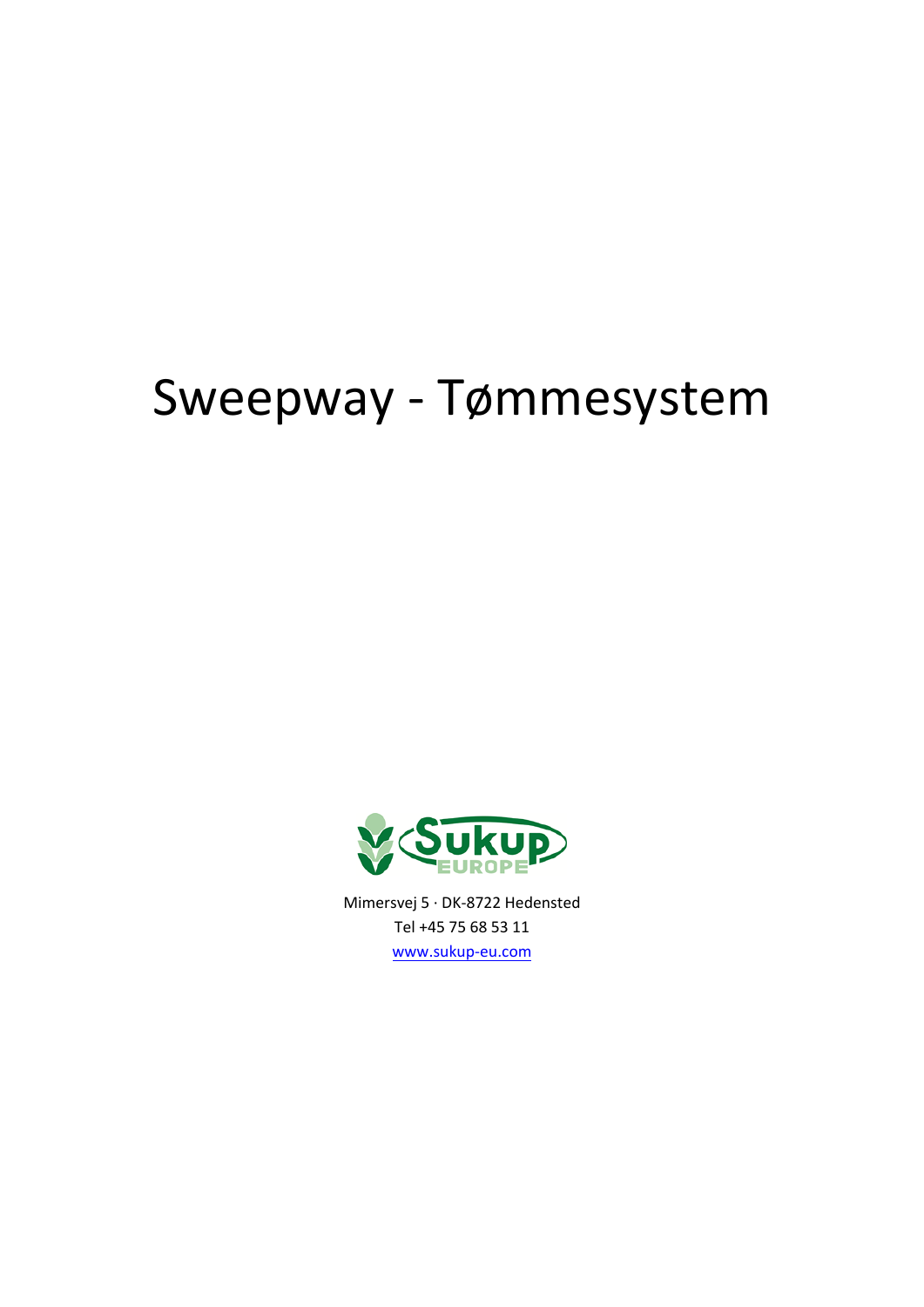# Sweepway - Tømmesystem

Sukup EUROPE

Mimersvej 5 · DK-8722 Hedensted
Tel +45 75 68 53 11
www.sukup-eu.com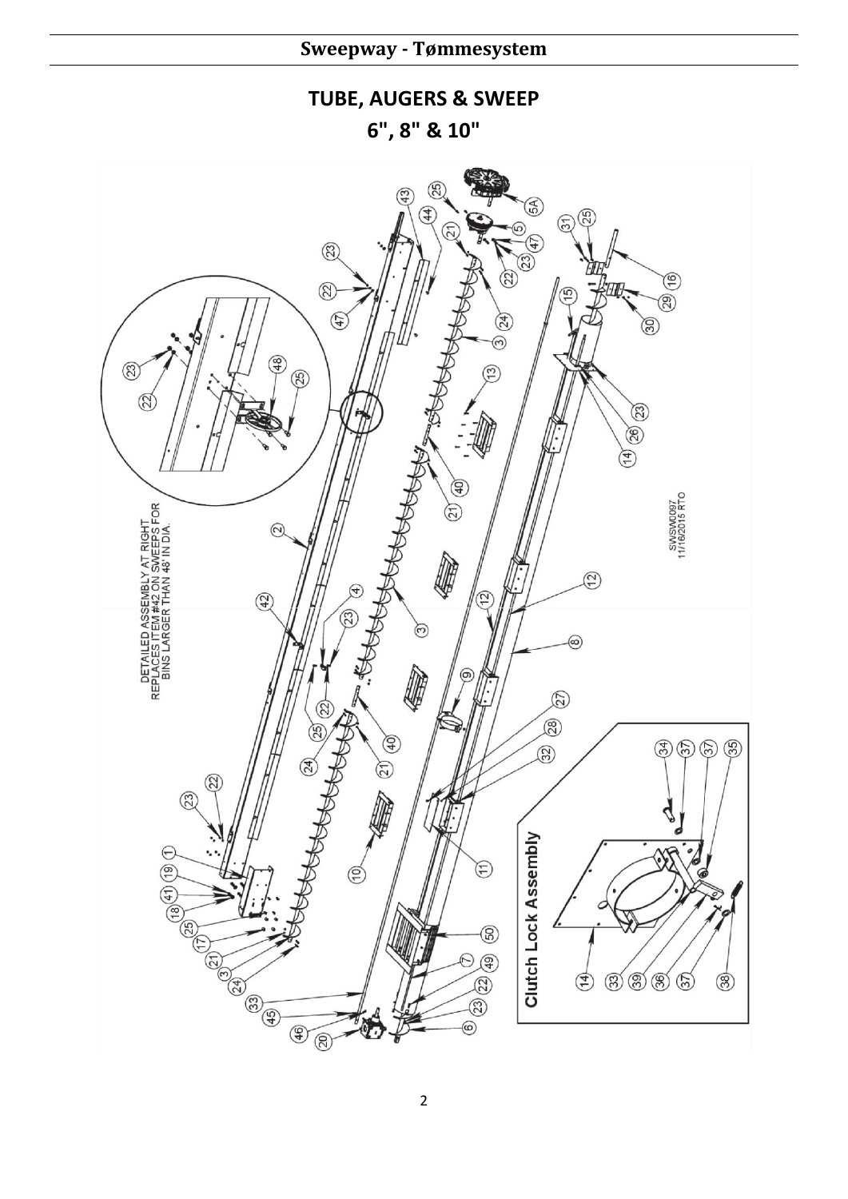# TUBE, AUGERS & SWEEP

## 6", 8" & 10"

DETAILED ASSEMBLY AT RIGHT REPLACES ITEM #42 ON SWEEPS FOR BINS LARGER THAN 48' IN DIA.

Clutch Lock Assembly

SWSW0097
11/16/2015 RTO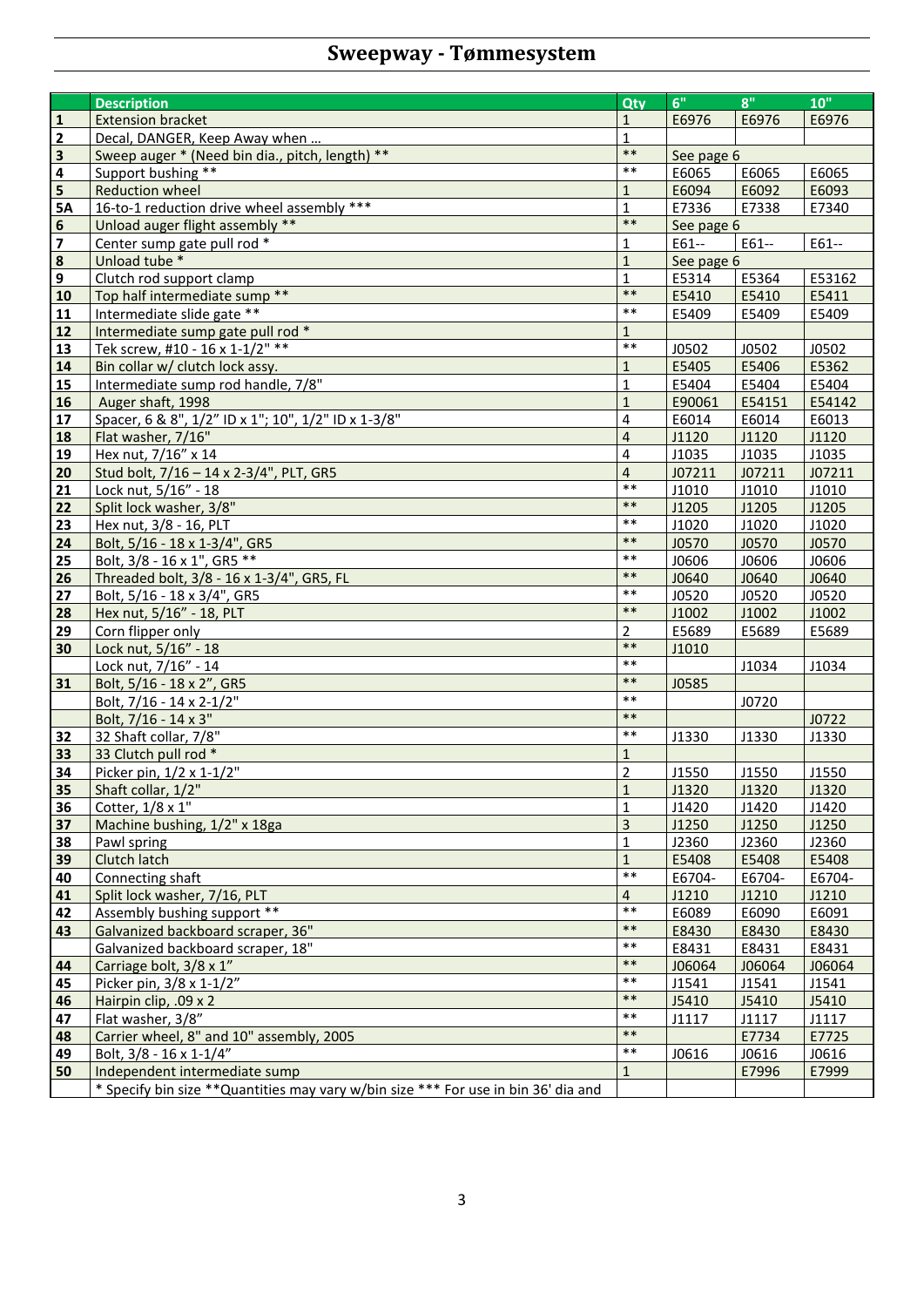# Sweepway - Tømmesystem

| | Description | Qty | 6" | 8" | 10" |
|---|---|---|---|---|---|
| **1** | Extension bracket | 1 | E6976 | E6976 | E6976 |
| **2** | Decal, DANGER, Keep Away when … | 1 | | | |
| **3** | Sweep auger * (Need bin dia., pitch, length) ** | ** | See page 6 | | |
| **4** | Support bushing ** | ** | E6065 | E6065 | E6065 |
| **5** | Reduction wheel | 1 | E6094 | E6092 | E6093 |
| **5A** | 16-to-1 reduction drive wheel assembly *** | 1 | E7336 | E7338 | E7340 |
| **6** | Unload auger flight assembly ** | ** | See page 6 | | |
| **7** | Center sump gate pull rod * | 1 | E61-- | E61-- | E61-- |
| **8** | Unload tube * | 1 | See page 6 | | |
| **9** | Clutch rod support clamp | 1 | E5314 | E5364 | E53162 |
| **10** | Top half intermediate sump ** | ** | E5410 | E5410 | E5411 |
| **11** | Intermediate slide gate ** | ** | E5409 | E5409 | E5409 |
| **12** | Intermediate sump gate pull rod * | 1 | | | |
| **13** | Tek screw, #10 - 16 x 1-1/2" ** | ** | J0502 | J0502 | J0502 |
| **14** | Bin collar w/ clutch lock assy. | 1 | E5405 | E5406 | E5362 |
| **15** | Intermediate sump rod handle, 7/8" | 1 | E5404 | E5404 | E5404 |
| **16** | Auger shaft, 1998 | 1 | E90061 | E54151 | E54142 |
| **17** | Spacer, 6 & 8", 1/2" ID x 1"; 10", 1/2" ID x 1-3/8" | 4 | E6014 | E6014 | E6013 |
| **18** | Flat washer, 7/16" | 4 | J1120 | J1120 | J1120 |
| **19** | Hex nut, 7/16" x 14 | 4 | J1035 | J1035 | J1035 |
| **20** | Stud bolt, 7/16 – 14 x 2-3/4", PLT, GR5 | 4 | J07211 | J07211 | J07211 |
| **21** | Lock nut, 5/16" - 18 | ** | J1010 | J1010 | J1010 |
| **22** | Split lock washer, 3/8" | ** | J1205 | J1205 | J1205 |
| **23** | Hex nut, 3/8 - 16, PLT | ** | J1020 | J1020 | J1020 |
| **24** | Bolt, 5/16 - 18 x 1-3/4", GR5 | ** | J0570 | J0570 | J0570 |
| **25** | Bolt, 3/8 - 16 x 1", GR5 ** | ** | J0606 | J0606 | J0606 |
| **26** | Threaded bolt, 3/8 - 16 x 1-3/4", GR5, FL | ** | J0640 | J0640 | J0640 |
| **27** | Bolt, 5/16 - 18 x 3/4", GR5 | ** | J0520 | J0520 | J0520 |
| **28** | Hex nut, 5/16" - 18, PLT | ** | J1002 | J1002 | J1002 |
| **29** | Corn flipper only | 2 | E5689 | E5689 | E5689 |
| **30** | Lock nut, 5/16" - 18 | ** | J1010 | | |
| | Lock nut, 7/16" - 14 | ** | | J1034 | J1034 |
| **31** | Bolt, 5/16 - 18 x 2", GR5 | ** | J0585 | | |
| | Bolt, 7/16 - 14 x 2-1/2" | ** | | J0720 | |
| | Bolt, 7/16 - 14 x 3" | ** | | | J0722 |
| **32** | 32 Shaft collar, 7/8" | ** | J1330 | J1330 | J1330 |
| **33** | 33 Clutch pull rod * | 1 | | | |
| **34** | Picker pin, 1/2 x 1-1/2" | 2 | J1550 | J1550 | J1550 |
| **35** | Shaft collar, 1/2" | 1 | J1320 | J1320 | J1320 |
| **36** | Cotter, 1/8 x 1" | 1 | J1420 | J1420 | J1420 |
| **37** | Machine bushing, 1/2" x 18ga | 3 | J1250 | J1250 | J1250 |
| **38** | Pawl spring | 1 | J2360 | J2360 | J2360 |
| **39** | Clutch latch | 1 | E5408 | E5408 | E5408 |
| **40** | Connecting shaft | ** | E6704- | E6704- | E6704- |
| **41** | Split lock washer, 7/16, PLT | 4 | J1210 | J1210 | J1210 |
| **42** | Assembly bushing support ** | ** | E6089 | E6090 | E6091 |
| **43** | Galvanized backboard scraper, 36" | ** | E8430 | E8430 | E8430 |
| | Galvanized backboard scraper, 18" | ** | E8431 | E8431 | E8431 |
| **44** | Carriage bolt, 3/8 x 1" | ** | J06064 | J06064 | J06064 |
| **45** | Picker pin, 3/8 x 1-1/2" | ** | J1541 | J1541 | J1541 |
| **46** | Hairpin clip, .09 x 2 | ** | J5410 | J5410 | J5410 |
| **47** | Flat washer, 3/8" | ** | J1117 | J1117 | J1117 |
| **48** | Carrier wheel, 8" and 10" assembly, 2005 | ** | | E7734 | E7725 |
| **49** | Bolt, 3/8 - 16 x 1-1/4" | ** | J0616 | J0616 | J0616 |
| **50** | Independent intermediate sump | 1 | | E7996 | E7999 |
| | * Specify bin size **Quantities may vary w/bin size *** For use in bin 36' dia and | | | | |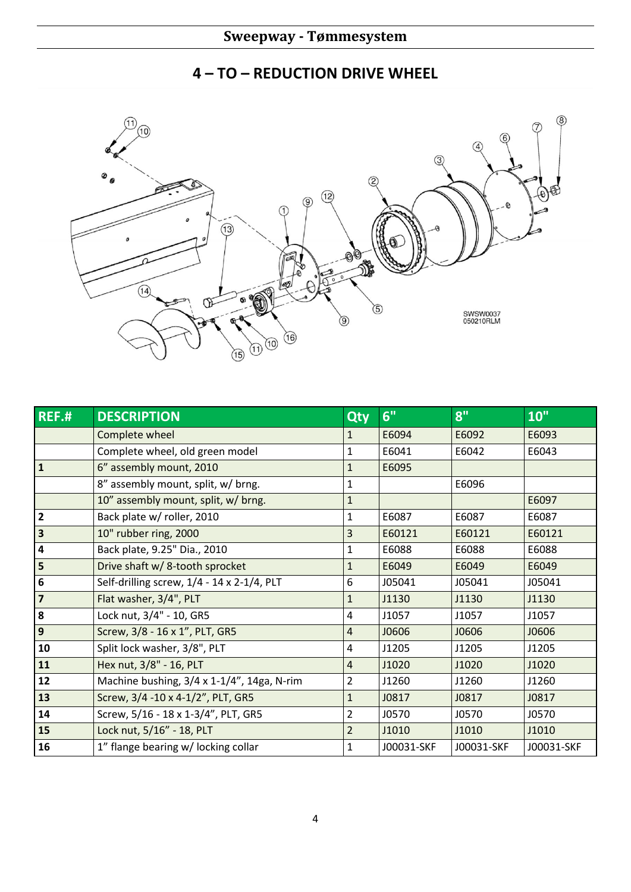# 4 – TO – REDUCTION DRIVE WHEEL

| REF.# | DESCRIPTION | Qty | 6" | 8" | 10" |
|---|---|---|---|---|---|
| | Complete wheel | 1 | E6094 | E6092 | E6093 |
| | Complete wheel, old green model | 1 | E6041 | E6042 | E6043 |
| 1 | 6" assembly mount, 2010 | 1 | E6095 | | |
| | 8" assembly mount, split, w/ brng. | 1 | | E6096 | |
| | 10" assembly mount, split, w/ brng. | 1 | | | E6097 |
| 2 | Back plate w/ roller, 2010 | 1 | E6087 | E6087 | E6087 |
| 3 | 10" rubber ring, 2000 | 3 | E60121 | E60121 | E60121 |
| 4 | Back plate, 9.25" Dia., 2010 | 1 | E6088 | E6088 | E6088 |
| 5 | Drive shaft w/ 8-tooth sprocket | 1 | E6049 | E6049 | E6049 |
| 6 | Self-drilling screw, 1/4 - 14 x 2-1/4, PLT | 6 | J05041 | J05041 | J05041 |
| 7 | Flat washer, 3/4", PLT | 1 | J1130 | J1130 | J1130 |
| 8 | Lock nut, 3/4" - 10, GR5 | 4 | J1057 | J1057 | J1057 |
| 9 | Screw, 3/8 - 16 x 1", PLT, GR5 | 4 | J0606 | J0606 | J0606 |
| 10 | Split lock washer, 3/8", PLT | 4 | J1205 | J1205 | J1205 |
| 11 | Hex nut, 3/8" - 16, PLT | 4 | J1020 | J1020 | J1020 |
| 12 | Machine bushing, 3/4 x 1-1/4", 14ga, N-rim | 2 | J1260 | J1260 | J1260 |
| 13 | Screw, 3/4 -10 x 4-1/2", PLT, GR5 | 1 | J0817 | J0817 | J0817 |
| 14 | Screw, 5/16 - 18 x 1-3/4", PLT, GR5 | 2 | J0570 | J0570 | J0570 |
| 15 | Lock nut, 5/16" - 18, PLT | 2 | J1010 | J1010 | J1010 |
| 16 | 1" flange bearing w/ locking collar | 1 | J00031-SKF | J00031-SKF | J00031-SKF |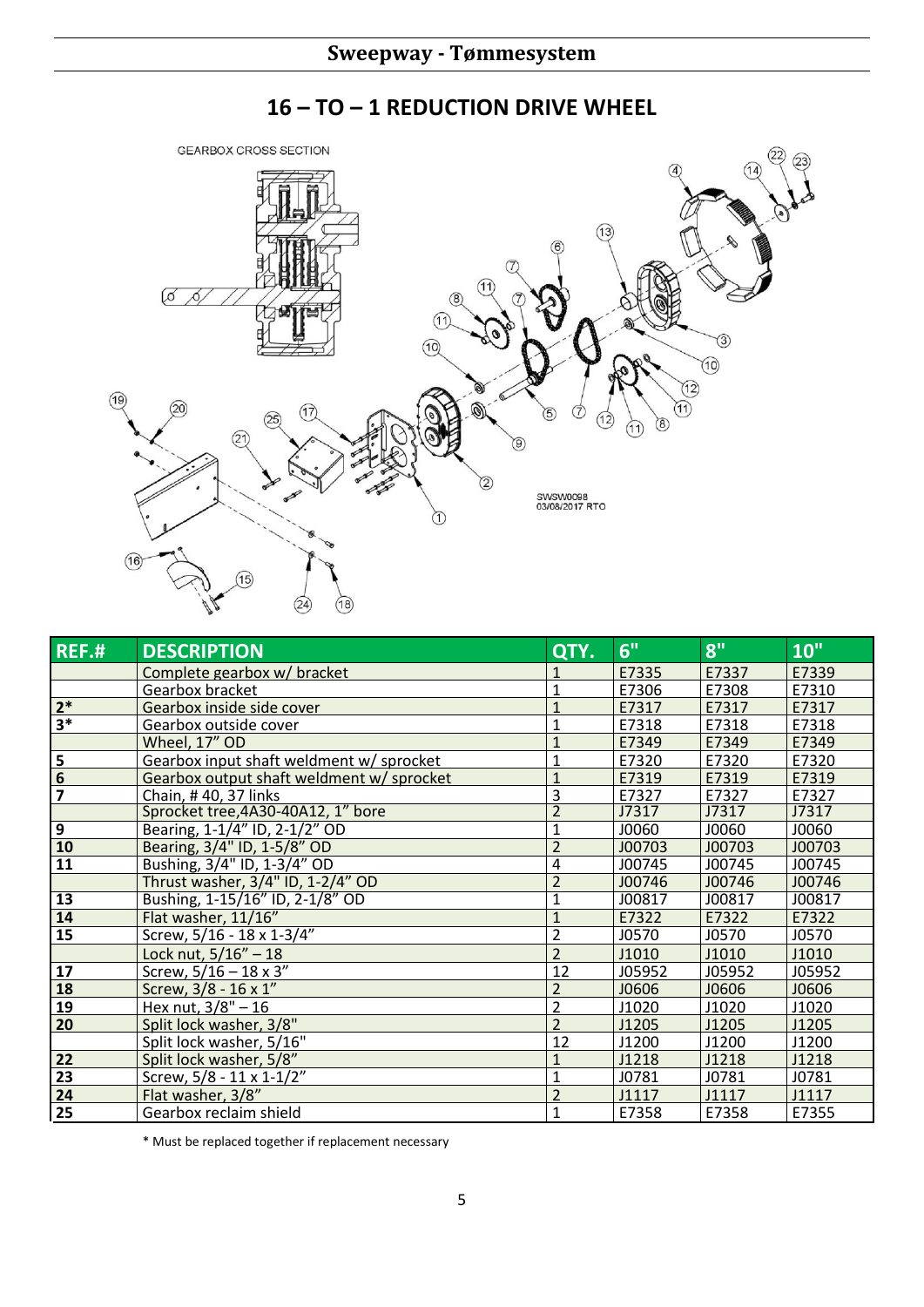# 16 – TO – 1 REDUCTION DRIVE WHEEL

| REF.# | DESCRIPTION | QTY. | 6" | 8" | 10" |
|---|---|---|---|---|---|
| | Complete gearbox w/ bracket | 1 | E7335 | E7337 | E7339 |
| | Gearbox bracket | 1 | E7306 | E7308 | E7310 |
| 2* | Gearbox inside side cover | 1 | E7317 | E7317 | E7317 |
| 3* | Gearbox outside cover | 1 | E7318 | E7318 | E7318 |
| | Wheel, 17" OD | 1 | E7349 | E7349 | E7349 |
| 5 | Gearbox input shaft weldment w/ sprocket | 1 | E7320 | E7320 | E7320 |
| 6 | Gearbox output shaft weldment w/ sprocket | 1 | E7319 | E7319 | E7319 |
| 7 | Chain, # 40, 37 links | 3 | E7327 | E7327 | E7327 |
| | Sprocket tree,4A30-40A12, 1" bore | 2 | J7317 | J7317 | J7317 |
| 9 | Bearing, 1-1/4" ID, 2-1/2" OD | 1 | J0060 | J0060 | J0060 |
| 10 | Bearing, 3/4" ID, 1-5/8" OD | 2 | J00703 | J00703 | J00703 |
| 11 | Bushing, 3/4" ID, 1-3/4" OD | 4 | J00745 | J00745 | J00745 |
| | Thrust washer, 3/4" ID, 1-2/4" OD | 2 | J00746 | J00746 | J00746 |
| 13 | Bushing, 1-15/16" ID, 2-1/8" OD | 1 | J00817 | J00817 | J00817 |
| 14 | Flat washer, 11/16" | 1 | E7322 | E7322 | E7322 |
| 15 | Screw, 5/16 - 18 x 1-3/4" | 2 | J0570 | J0570 | J0570 |
| | Lock nut, 5/16" – 18 | 2 | J1010 | J1010 | J1010 |
| 17 | Screw, 5/16 – 18 x 3" | 12 | J05952 | J05952 | J05952 |
| 18 | Screw, 3/8 - 16 x 1" | 2 | J0606 | J0606 | J0606 |
| 19 | Hex nut, 3/8" – 16 | 2 | J1020 | J1020 | J1020 |
| 20 | Split lock washer, 3/8" | 2 | J1205 | J1205 | J1205 |
| | Split lock washer, 5/16" | 12 | J1200 | J1200 | J1200 |
| 22 | Split lock washer, 5/8" | 1 | J1218 | J1218 | J1218 |
| 23 | Screw, 5/8 - 11 x 1-1/2" | 1 | J0781 | J0781 | J0781 |
| 24 | Flat washer, 3/8" | 2 | J1117 | J1117 | J1117 |
| 25 | Gearbox reclaim shield | 1 | E7358 | E7358 | E7355 |

\* Must be replaced together if replacement necessary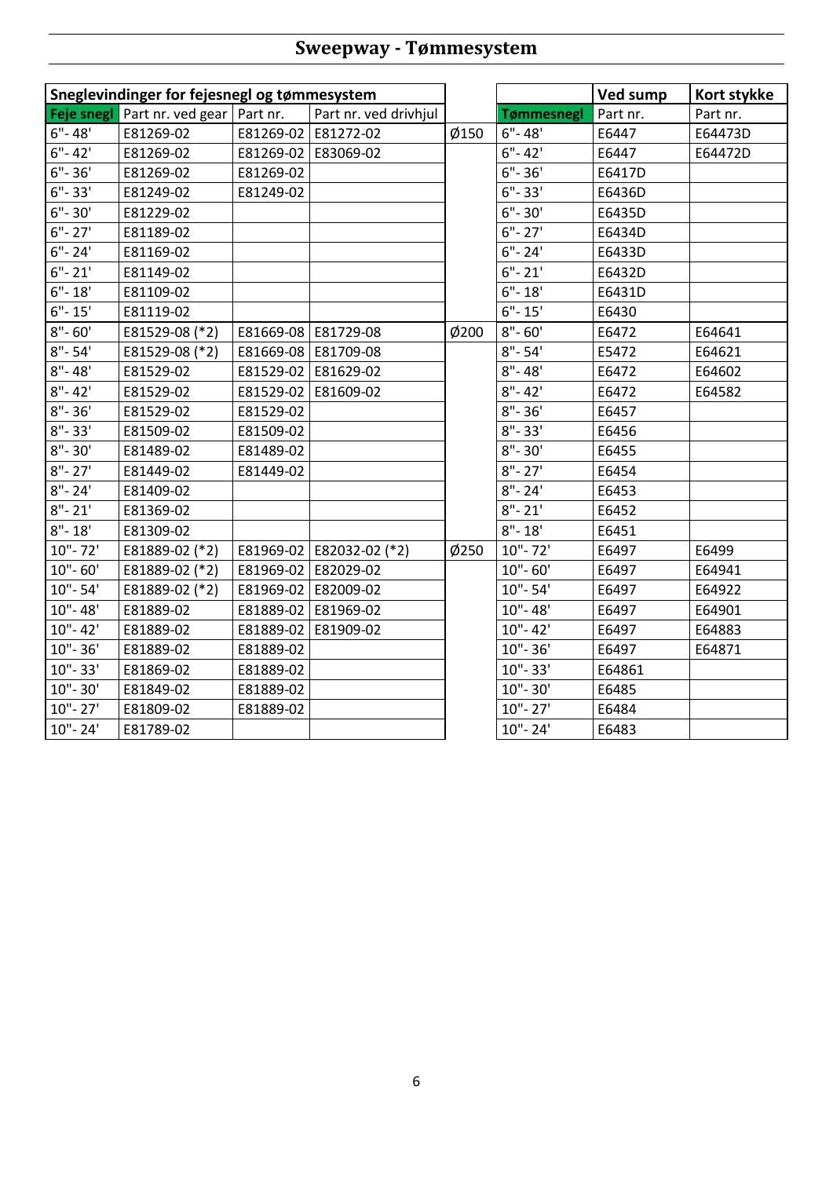# Sweepway - Tømmesystem

| Sneglevindinger for fejesnegl og tømmesystem | | | | | | Ved sump | Kort stykke |
|---|---|---|---|---|---|---|---|
| Feje snegl | Part nr. ved gear | Part nr. | Part nr. ved drivhjul | | Tømmesnegl | Part nr. | Part nr. |
| 6"- 48' | E81269-02 | E81269-02 | E81272-02 | Ø150 | 6"- 48' | E6447 | E64473D |
| 6"- 42' | E81269-02 | E81269-02 | E83069-02 | | 6"- 42' | E6447 | E64472D |
| 6"- 36' | E81269-02 | E81269-02 | | | 6"- 36' | E6417D | |
| 6"- 33' | E81249-02 | E81249-02 | | | 6"- 33' | E6436D | |
| 6"- 30' | E81229-02 | | | | 6"- 30' | E6435D | |
| 6"- 27' | E81189-02 | | | | 6"- 27' | E6434D | |
| 6"- 24' | E81169-02 | | | | 6"- 24' | E6433D | |
| 6"- 21' | E81149-02 | | | | 6"- 21' | E6432D | |
| 6"- 18' | E81109-02 | | | | 6"- 18' | E6431D | |
| 6"- 15' | E81119-02 | | | | 6"- 15' | E6430 | |
| 8"- 60' | E81529-08 (*2) | E81669-08 | E81729-08 | Ø200 | 8"- 60' | E6472 | E64641 |
| 8"- 54' | E81529-08 (*2) | E81669-08 | E81709-08 | | 8"- 54' | E5472 | E64621 |
| 8"- 48' | E81529-02 | E81529-02 | E81629-02 | | 8"- 48' | E6472 | E64602 |
| 8"- 42' | E81529-02 | E81529-02 | E81609-02 | | 8"- 42' | E6472 | E64582 |
| 8"- 36' | E81529-02 | E81529-02 | | | 8"- 36' | E6457 | |
| 8"- 33' | E81509-02 | E81509-02 | | | 8"- 33' | E6456 | |
| 8"- 30' | E81489-02 | E81489-02 | | | 8"- 30' | E6455 | |
| 8"- 27' | E81449-02 | E81449-02 | | | 8"- 27' | E6454 | |
| 8"- 24' | E81409-02 | | | | 8"- 24' | E6453 | |
| 8"- 21' | E81369-02 | | | | 8"- 21' | E6452 | |
| 8"- 18' | E81309-02 | | | | 8"- 18' | E6451 | |
| 10"- 72' | E81889-02 (*2) | E81969-02 | E82032-02 (*2) | Ø250 | 10"- 72' | E6497 | E6499 |
| 10"- 60' | E81889-02 (*2) | E81969-02 | E82029-02 | | 10"- 60' | E6497 | E64941 |
| 10"- 54' | E81889-02 (*2) | E81969-02 | E82009-02 | | 10"- 54' | E6497 | E64922 |
| 10"- 48' | E81889-02 | E81889-02 | E81969-02 | | 10"- 48' | E6497 | E64901 |
| 10"- 42' | E81889-02 | E81889-02 | E81909-02 | | 10"- 42' | E6497 | E64883 |
| 10"- 36' | E81889-02 | E81889-02 | | | 10"- 36' | E6497 | E64871 |
| 10"- 33' | E81869-02 | E81889-02 | | | 10"- 33' | E64861 | |
| 10"- 30' | E81849-02 | E81889-02 | | | 10"- 30' | E6485 | |
| 10"- 27' | E81809-02 | E81889-02 | | | 10"- 27' | E6484 | |
| 10"- 24' | E81789-02 | | | | 10"- 24' | E6483 | |